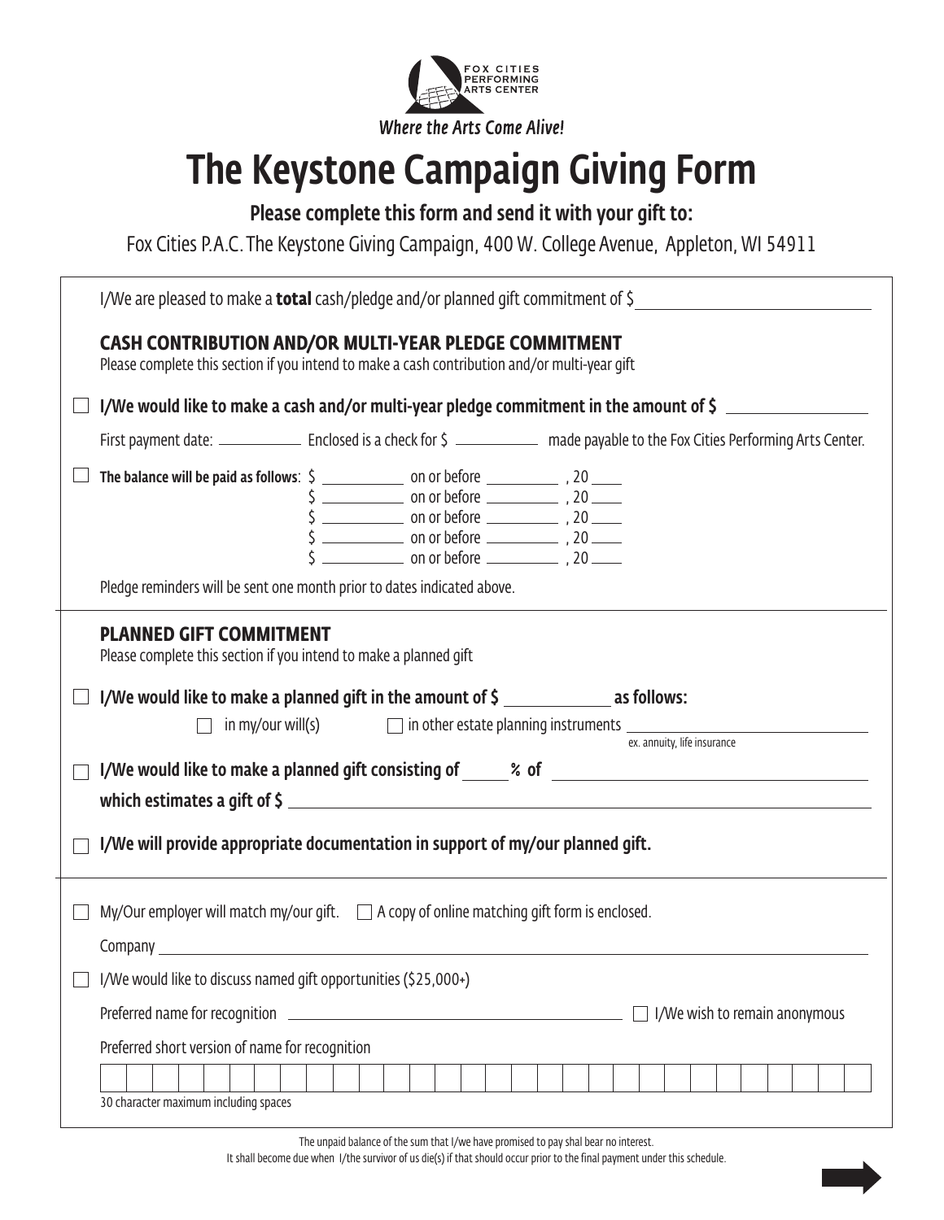FOX CITIES PERFORMING ARTS CENTER

*Where the Arts Come Alive!*

# The Keystone Campaign Giving Form

**Please complete this form and send it with your gift to:**

Fox Cities P.A.C. The Keystone Giving Campaign, 400 W. College Avenue, Appleton, WI 54911

I/We are pleased to make a **total** cash/pledge and/or planned gift commitment of $ ____________________

## CASH CONTRIBUTION AND/OR MULTI-YEAR PLEDGE COMMITMENT

Please complete this section if you intend to make a cash contribution and/or multi-year gift

☐ **I/We would like to make a cash and/or multi-year pledge commitment in the amount of $** ____________

First payment date: __________ Enclosed is a check for $ __________ made payable to the Fox Cities Performing Arts Center.

☐ **The balance will be paid as follows**: $ __________ on or before __________ , 20 ____
$ __________ on or before __________ , 20 ____
$ __________ on or before __________ , 20 ____
$ __________ on or before __________ , 20 ____
$ __________ on or before __________ , 20 ____

Pledge reminders will be sent one month prior to dates indicated above.

## PLANNED GIFT COMMITMENT

Please complete this section if you intend to make a planned gift

☐ **I/We would like to make a planned gift in the amount of $** __________ **as follows:**

☐ in my/our will(s) ☐ in other estate planning instruments ____________________
ex. annuity, life insurance

☐ **I/We would like to make a planned gift consisting of** _____ **% of** ____________________

**which estimates a gift of $** ____________________

☐ **I/We will provide appropriate documentation in support of my/our planned gift.**

☐ My/Our employer will match my/our gift. ☐ A copy of online matching gift form is enclosed.

Company ____________________

☐ I/We would like to discuss named gift opportunities ($25,000+)

Preferred name for recognition ____________________ ☐ I/We wish to remain anonymous

Preferred short version of name for recognition

| | | | | | | | | | | | | | | | | | | | | | | | | | | | | | |
|---|---|---|---|---|---|---|---|---|---|---|---|---|---|---|---|---|---|---|---|---|---|---|---|---|---|---|---|---|---|
| | | | | | | | | | | | | | | | | | | | | | | | | | | | | | |

30 character maximum including spaces

The unpaid balance of the sum that I/we have promised to pay shal bear no interest.
It shall become due when I/the survivor of us die(s) if that should occur prior to the final payment under this schedule.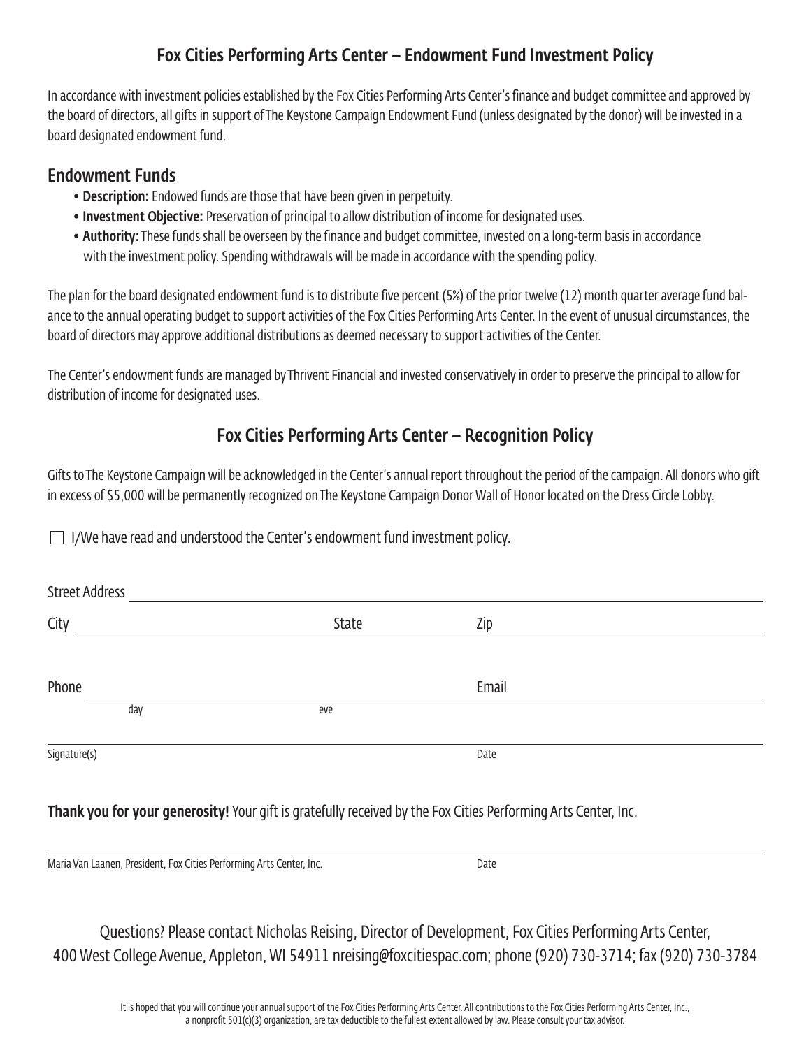## Fox Cities Performing Arts Center – Endowment Fund Investment Policy

In accordance with investment policies established by the Fox Cities Performing Arts Center's finance and budget committee and approved by the board of directors, all gifts in support of The Keystone Campaign Endowment Fund (unless designated by the donor) will be invested in a board designated endowment fund.

### Endowment Funds

- **Description:** Endowed funds are those that have been given in perpetuity.
- **Investment Objective:** Preservation of principal to allow distribution of income for designated uses.
- **Authority:** These funds shall be overseen by the finance and budget committee, invested on a long-term basis in accordance with the investment policy. Spending withdrawals will be made in accordance with the spending policy.

The plan for the board designated endowment fund is to distribute five percent (5%) of the prior twelve (12) month quarter average fund balance to the annual operating budget to support activities of the Fox Cities Performing Arts Center. In the event of unusual circumstances, the board of directors may approve additional distributions as deemed necessary to support activities of the Center.

The Center's endowment funds are managed by Thrivent Financial and invested conservatively in order to preserve the principal to allow for distribution of income for designated uses.

## Fox Cities Performing Arts Center – Recognition Policy

Gifts to The Keystone Campaign will be acknowledged in the Center's annual report throughout the period of the campaign. All donors who gift in excess of $5,000 will be permanently recognized on The Keystone Campaign Donor Wall of Honor located on the Dress Circle Lobby.

☐ I/We have read and understood the Center's endowment fund investment policy.

Street Address ______________________________

City ______________ State ______ Zip ______________

Phone ______________ ______________ Email ______________

day eve

Signature(s) ______________________________ Date ______________

**Thank you for your generosity!** Your gift is gratefully received by the Fox Cities Performing Arts Center, Inc.

Maria Van Laanen, President, Fox Cities Performing Arts Center, Inc. ______________ Date ______________

Questions? Please contact Nicholas Reising, Director of Development, Fox Cities Performing Arts Center, 400 West College Avenue, Appleton, WI 54911 nreising@foxcitiespac.com; phone (920) 730-3714; fax (920) 730-3784

It is hoped that you will continue your annual support of the Fox Cities Performing Arts Center. All contributions to the Fox Cities Performing Arts Center, Inc., a nonprofit 501(c)(3) organization, are tax deductible to the fullest extent allowed by law. Please consult your tax advisor.